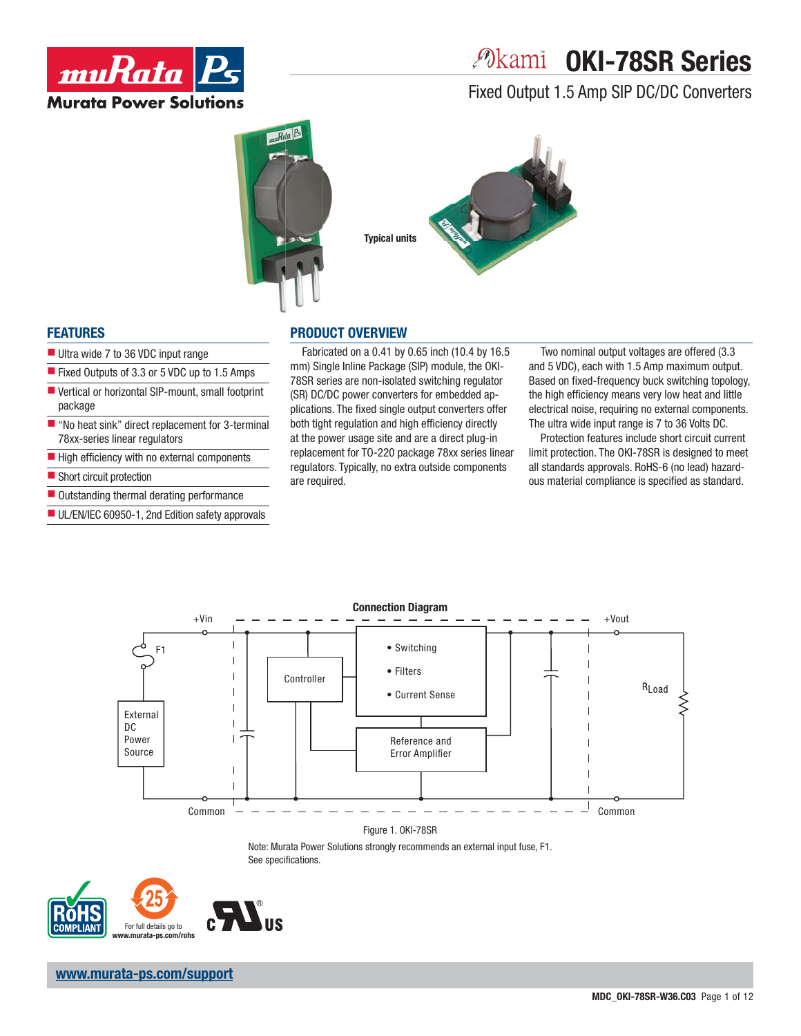# OKI-78SR Series

## Fixed Output 1.5 Amp SIP DC/DC Converters

Typical units

## FEATURES

- Ultra wide 7 to 36 VDC input range
- Fixed Outputs of 3.3 or 5 VDC up to 1.5 Amps
- Vertical or horizontal SIP-mount, small footprint package
- "No heat sink" direct replacement for 3-terminal 78xx-series linear regulators
- High efficiency with no external components
- Short circuit protection
- Outstanding thermal derating performance
- UL/EN/IEC 60950-1, 2nd Edition safety approvals

## PRODUCT OVERVIEW

Fabricated on a 0.41 by 0.65 inch (10.4 by 16.5 mm) Single Inline Package (SIP) module, the OKI-78SR series are non-isolated switching regulator (SR) DC/DC power converters for embedded applications. The fixed single output converters offer both tight regulation and high efficiency directly at the power usage site and are a direct plug-in replacement for TO-220 package 78xx series linear regulators. Typically, no extra outside components are required.

Two nominal output voltages are offered (3.3 and 5 VDC), each with 1.5 Amp maximum output. Based on fixed-frequency buck switching topology, the high efficiency means very low heat and little electrical noise, requiring no external components. The ultra wide input range is 7 to 36 Volts DC.

Protection features include short circuit current limit protection. The OKI-78SR is designed to meet all standards approvals. RoHS-6 (no lead) hazardous material compliance is specified as standard.

**Connection Diagram**

+Vin, F1, External DC Power Source, Controller, • Switching • Filters • Current Sense, Reference and Error Amplifier, +Vout, $R_{Load}$, Common, Common

Figure 1. OKI-78SR

Note: Murata Power Solutions strongly recommends an external input fuse, F1. See specifications.

For full details go to www.murata-ps.com/rohs

www.murata-ps.com/support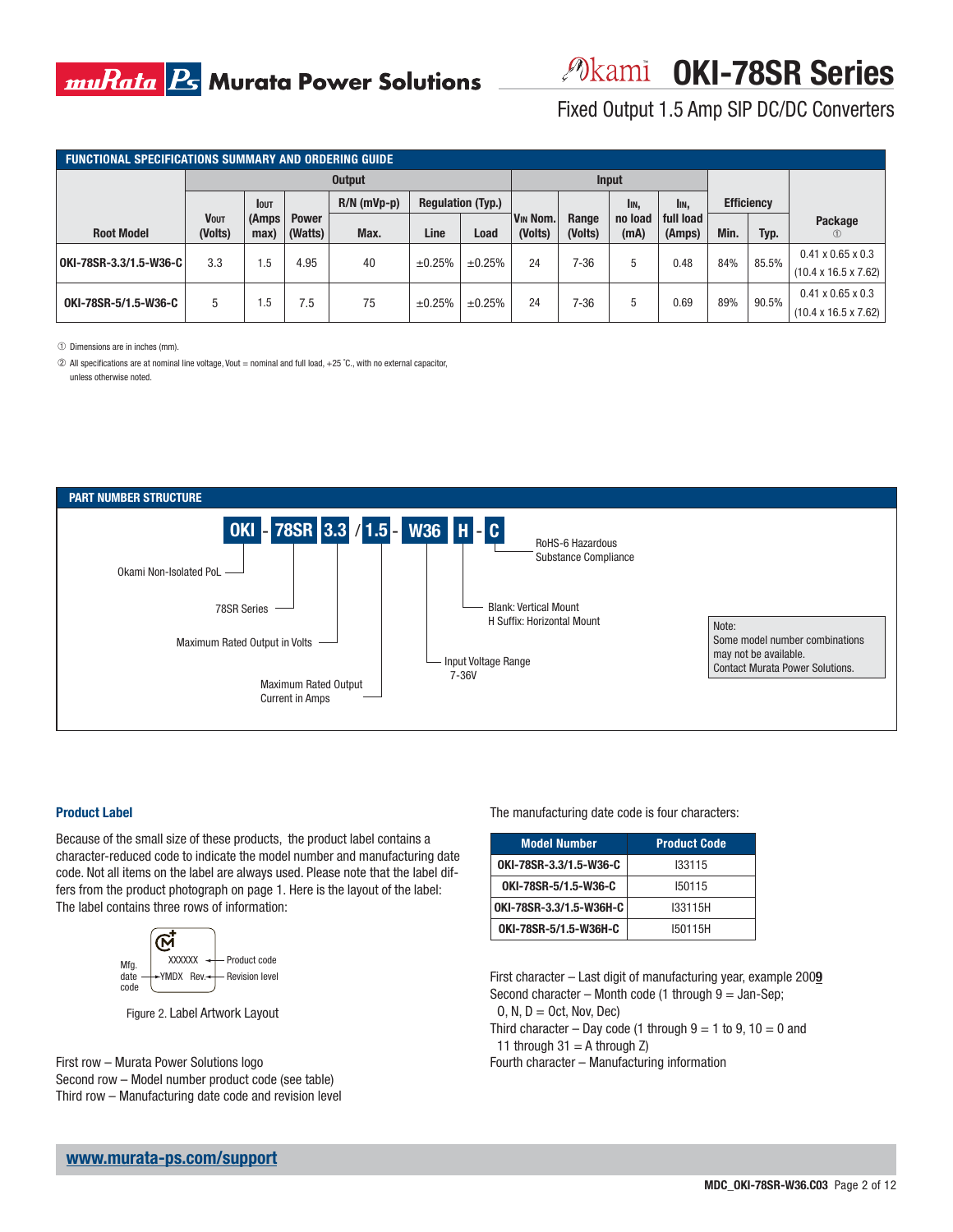## FUNCTIONAL SPECIFICATIONS SUMMARY AND ORDERING GUIDE

| Root Model | Output | | | | | | Input | | | | Efficiency | | Package ① |
|---|---|---|---|---|---|---|---|---|---|---|---|---|---|
| | $V_{OUT}$ (Volts) | $I_{OUT}$ (Amps max) | Power (Watts) | R/N (mVp-p) Max. | Regulation (Typ.) Line | Regulation (Typ.) Load | $V_{IN}$ Nom. (Volts) | Range (Volts) | $I_{IN}$, no load (mA) | $I_{IN}$, full load (Amps) | Min. | Typ. | |
| OKI-78SR-3.3/1.5-W36-C | 3.3 | 1.5 | 4.95 | 40 | ±0.25% | ±0.25% | 24 | 7-36 | 5 | 0.48 | 84% | 85.5% | 0.41 x 0.65 x 0.3 (10.4 x 16.5 x 7.62) |
| OKI-78SR-5/1.5-W36-C | 5 | 1.5 | 7.5 | 75 | ±0.25% | ±0.25% | 24 | 7-36 | 5 | 0.69 | 89% | 90.5% | 0.41 x 0.65 x 0.3 (10.4 x 16.5 x 7.62) |

① Dimensions are in inches (mm).

② All specifications are at nominal line voltage, Vout = nominal and full load, +25 °C., with no external capacitor, unless otherwise noted.

## PART NUMBER STRUCTURE

**OKI - 78SR 3.3 / 1.5 - W36 H - C**

- OKI: Okami Non-Isolated PoL
- 78SR: 78SR Series
- 3.3: Maximum Rated Output in Volts
- 1.5: Maximum Rated Output Current in Amps
- W36: Input Voltage Range 7-36V
- H: Blank: Vertical Mount; H Suffix: Horizontal Mount
- C: RoHS-6 Hazardous Substance Compliance

Note: Some model number combinations may not be available. Contact Murata Power Solutions.

### Product Label

Because of the small size of these products, the product label contains a character-reduced code to indicate the model number and manufacturing date code. Not all items on the label are always used. Please note that the label differs from the product photograph on page 1. Here is the layout of the label: The label contains three rows of information:

```
        XXXXXX  ← Product code
Mfg. date code → YMDX  Rev. ← Revision level
```

Figure 2. Label Artwork Layout

First row – Murata Power Solutions logo
Second row – Model number product code (see table)
Third row – Manufacturing date code and revision level

The manufacturing date code is four characters:

| Model Number | Product Code |
|---|---|
| OKI-78SR-3.3/1.5-W36-C | I33115 |
| OKI-78SR-5/1.5-W36-C | I50115 |
| OKI-78SR-3.3/1.5-W36H-C | I33115H |
| OKI-78SR-5/1.5-W36H-C | I50115H |

First character – Last digit of manufacturing year, example 200**9**
Second character – Month code (1 through 9 = Jan-Sep; O, N, D = Oct, Nov, Dec)
Third character – Day code (1 through 9 = 1 to 9, 10 = 0 and 11 through 31 = A through Z)
Fourth character – Manufacturing information

www.murata-ps.com/support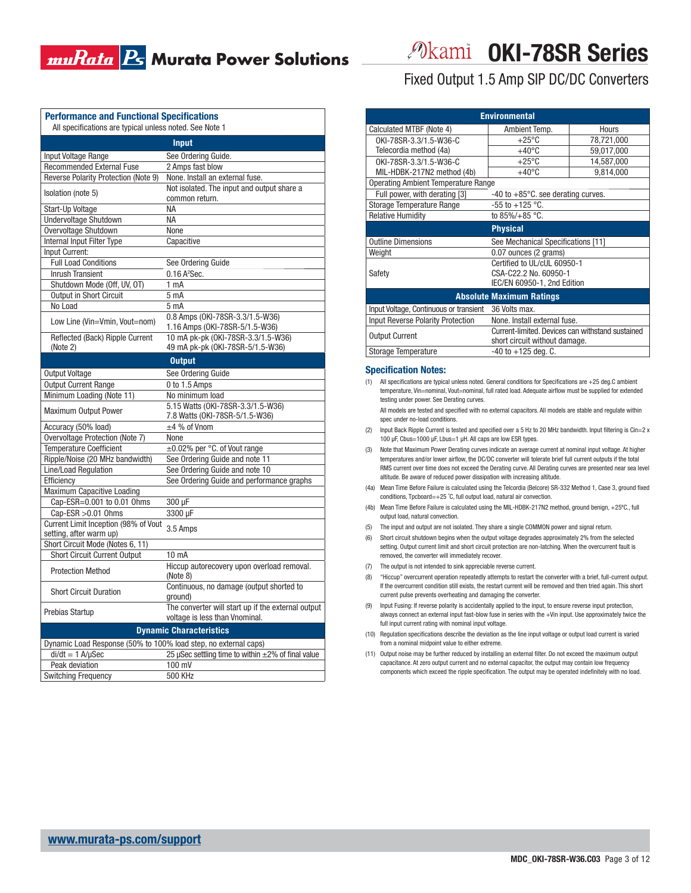# OKI-78SR Series

## Fixed Output 1.5 Amp SIP DC/DC Converters

### Performance and Functional Specifications

All specifications are typical unless noted. See Note 1

| Input | |
|---|---|
| Input Voltage Range | See Ordering Guide. |
| Recommended External Fuse | 2 Amps fast blow |
| Reverse Polarity Protection (Note 9) | None. Install an external fuse. |
| Isolation (note 5) | Not isolated. The input and output share a common return. |
| Start-Up Voltage | NA |
| Undervoltage Shutdown | NA |
| Overvoltage Shutdown | None |
| Internal Input Filter Type | Capacitive |
| Input Current: | |
| Full Load Conditions | See Ordering Guide |
| Inrush Transient | 0.16 $A^2$Sec. |
| Shutdown Mode (Off, UV, OT) | 1 mA |
| Output in Short Circuit | 5 mA |
| No Load | 5 mA |
| Low Line (Vin=Vmin, Vout=nom) | 0.8 Amps (OKI-78SR-3.3/1.5-W36)<br>1.16 Amps (OKI-78SR-5/1.5-W36) |
| Reflected (Back) Ripple Current (Note 2) | 10 mA pk-pk (OKI-78SR-3.3/1.5-W36)<br>49 mA pk-pk (OKI-78SR-5/1.5-W36) |

| Output | |
|---|---|
| Output Voltage | See Ordering Guide |
| Output Current Range | 0 to 1.5 Amps |
| Minimum Loading (Note 11) | No minimum load |
| Maximum Output Power | 5.15 Watts (OKI-78SR-3.3/1.5-W36)<br>7.8 Watts (OKI-78SR-5/1.5-W36) |
| Accuracy (50% load) | ±4 % of Vnom |
| Overvoltage Protection (Note 7) | None |
| Temperature Coefficient | ±0.02% per °C. of Vout range |
| Ripple/Noise (20 MHz bandwidth) | See Ordering Guide and note 11 |
| Line/Load Regulation | See Ordering Guide and note 10 |
| Efficiency | See Ordering Guide and performance graphs |
| Maximum Capacitive Loading | |
| Cap-ESR=0.001 to 0.01 Ohms | 300 μF |
| Cap-ESR >0.01 Ohms | 3300 μF |
| Current Limit Inception (98% of Vout setting, after warm up) | 3.5 Amps |
| Short Circuit Mode (Notes 6, 11) | |
| Short Circuit Current Output | 10 mA |
| Protection Method | Hiccup autorecovery upon overload removal. (Note 8) |
| Short Circuit Duration | Continuous, no damage (output shorted to ground) |
| Prebias Startup | The converter will start up if the external output voltage is less than Vnominal. |

| Dynamic Characteristics | |
|---|---|
| Dynamic Load Response (50% to 100% load step, no external caps) | |
| di/dt = 1 A/μSec | 25 μSec settling time to within ±2% of final value |
| Peak deviation | 100 mV |
| Switching Frequency | 500 KHz |

| Environmental | | |
|---|---|---|
| Calculated MTBF (Note 4) | Ambient Temp. | Hours |
| OKI-78SR-3.3/1.5-W36-C Telecordia method (4a) | +25°C | 78,721,000 |
| | +40°C | 59,017,000 |
| OKI-78SR-3.3/1.5-W36-C MIL-HDBK-217N2 method (4b) | +25°C | 14,587,000 |
| | +40°C | 9,814,000 |
| Operating Ambient Temperature Range | | |
| Full power, with derating [3] | -40 to +85°C. see derating curves. | |
| Storage Temperature Range | -55 to +125 °C. | |
| Relative Humidity | to 85%/+85 °C. | |

| Physical | |
|---|---|
| Outline Dimensions | See Mechanical Specifications [11] |
| Weight | 0.07 ounces (2 grams) |
| Safety | Certified to UL/cUL 60950-1<br>CSA-C22.2 No. 60950-1<br>IEC/EN 60950-1, 2nd Edition |

| Absolute Maximum Ratings | |
|---|---|
| Input Voltage, Continuous or transient | 36 Volts max. |
| Input Reverse Polarity Protection | None. Install external fuse. |
| Output Current | Current-limited. Devices can withstand sustained short circuit without damage. |
| Storage Temperature | -40 to +125 deg. C. |

### Specification Notes:

(1) All specifications are typical unless noted. General conditions for Specifications are +25 deg.C ambient temperature, Vin=nominal, Vout=nominal, full rated load. Adequate airflow must be supplied for extended testing under power. See Derating curves.

All models are tested and specified with no external capacitors. All models are stable and regulate within spec under no-load conditions.

(2) Input Back Ripple Current is tested and specified over a 5 Hz to 20 MHz bandwidth. Input filtering is Cin=2 x 100 μF, Cbus=1000 μF, Lbus=1 μH. All caps are low ESR types.

(3) Note that Maximum Power Derating curves indicate an average current at nominal input voltage. At higher temperatures and/or lower airflow, the DC/DC converter will tolerate brief full current outputs if the total RMS current over time does not exceed the Derating curve. All Derating curves are presented near sea level altitude. Be aware of reduced power dissipation with increasing altitude.

(4a) Mean Time Before Failure is calculated using the Telcordia (Belcore) SR-332 Method 1, Case 3, ground fixed conditions, Tpcboard=+25 °C, full output load, natural air convection.

(4b) Mean Time Before Failure is calculated using the MIL-HDBK-217N2 method, ground benign, +25°C., full output load, natural convection.

(5) The input and output are not isolated. They share a single COMMON power and signal return.

(6) Short circuit shutdown begins when the output voltage degrades approximately 2% from the selected setting. Output current limit and short circuit protection are non-latching. When the overcurrent fault is removed, the converter will immediately recover.

(7) The output is not intended to sink appreciable reverse current.

(8) "Hiccup" overcurrent operation repeatedly attempts to restart the converter with a brief, full-current output. If the overcurrent condition still exists, the restart current will be removed and then tried again. This short current pulse prevents overheating and damaging the converter.

(9) Input Fusing: If reverse polarity is accidentally applied to the input, to ensure reverse input protection, always connect an external input fast-blow fuse in series with the +Vin input. Use approximately twice the full input current rating with nominal input voltage.

(10) Regulation specifications describe the deviation as the line input voltage or output load current is varied from a nominal midpoint value to either extreme.

(11) Output noise may be further reduced by installing an external filter. Do not exceed the maximum output capacitance. At zero output current and no external capacitor, the output may contain low frequency components which exceed the ripple specification. The output may be operated indefinitely with no load.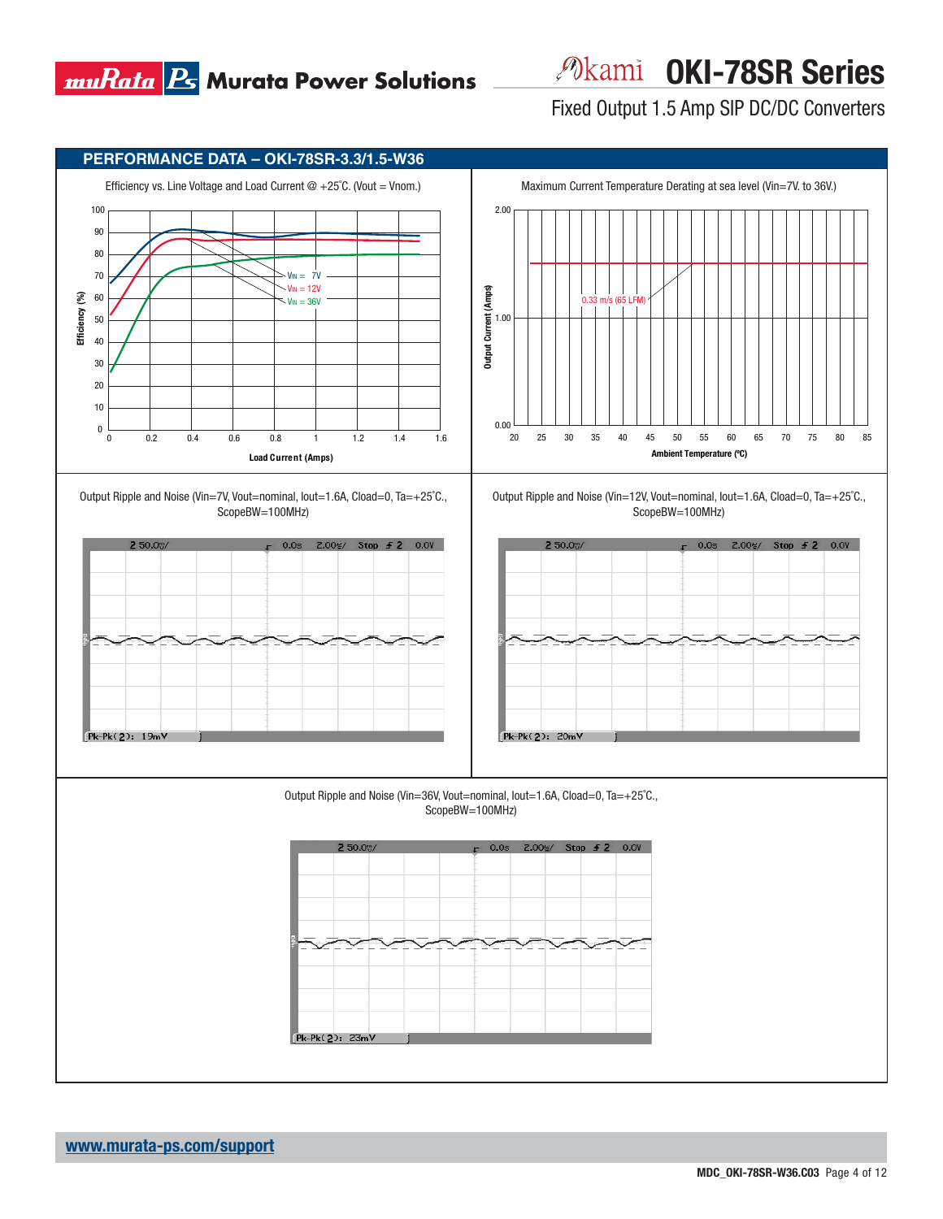## PERFORMANCE DATA – OKI-78SR-3.3/1.5-W36

Efficiency vs. Line Voltage and Load Current @ +25°C. (Vout = Vnom.)

Maximum Current Temperature Derating at sea level (Vin=7V. to 36V.)

Output Ripple and Noise (Vin=7V, Vout=nominal, Iout=1.6A, Cload=0, Ta=+25°C., ScopeBW=100MHz)

Output Ripple and Noise (Vin=12V, Vout=nominal, Iout=1.6A, Cload=0, Ta=+25°C., ScopeBW=100MHz)

Output Ripple and Noise (Vin=36V, Vout=nominal, Iout=1.6A, Cload=0, Ta=+25°C., ScopeBW=100MHz)

www.murata-ps.com/support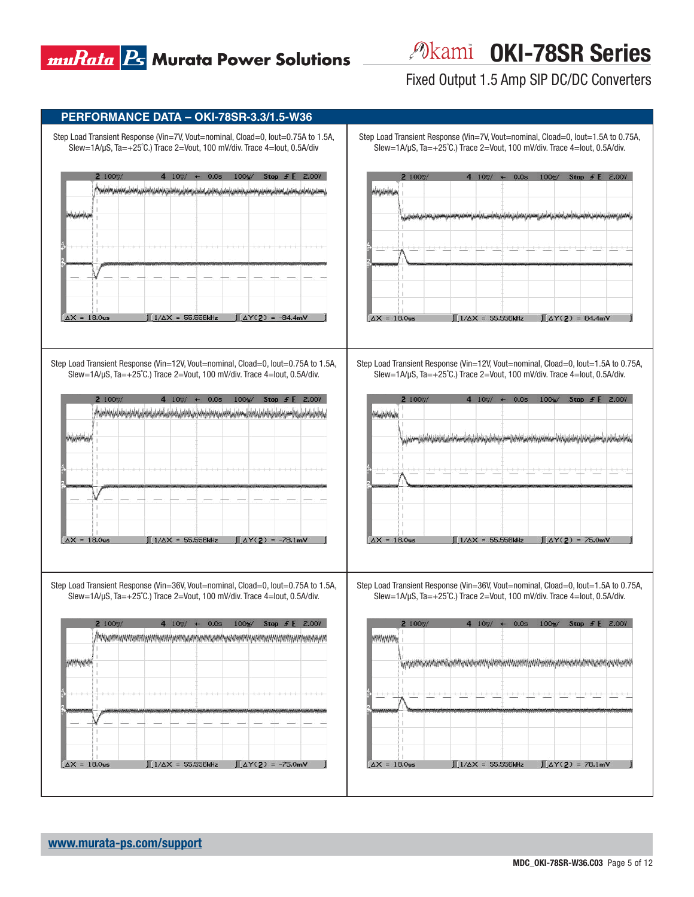## PERFORMANCE DATA – OKI-78SR-3.3/1.5-W36

Step Load Transient Response (Vin=7V, Vout=nominal, Cload=0, Iout=0.75A to 1.5A, Slew=1A/μS, Ta=+25°C.) Trace 2=Vout, 100 mV/div. Trace 4=Iout, 0.5A/div

Step Load Transient Response (Vin=7V, Vout=nominal, Cload=0, Iout=1.5A to 0.75A, Slew=1A/μS, Ta=+25°C.) Trace 2=Vout, 100 mV/div. Trace 4=Iout, 0.5A/div.

Step Load Transient Response (Vin=12V, Vout=nominal, Cload=0, Iout=0.75A to 1.5A, Slew=1A/μS, Ta=+25°C.) Trace 2=Vout, 100 mV/div. Trace 4=Iout, 0.5A/div.

Step Load Transient Response (Vin=12V, Vout=nominal, Cload=0, Iout=1.5A to 0.75A, Slew=1A/μS, Ta=+25°C.) Trace 2=Vout, 100 mV/div. Trace 4=Iout, 0.5A/div.

Step Load Transient Response (Vin=36V, Vout=nominal, Cload=0, Iout=0.75A to 1.5A, Slew=1A/μS, Ta=+25°C.) Trace 2=Vout, 100 mV/div. Trace 4=Iout, 0.5A/div.

Step Load Transient Response (Vin=36V, Vout=nominal, Cload=0, Iout=1.5A to 0.75A, Slew=1A/μS, Ta=+25°C.) Trace 2=Vout, 100 mV/div. Trace 4=Iout, 0.5A/div.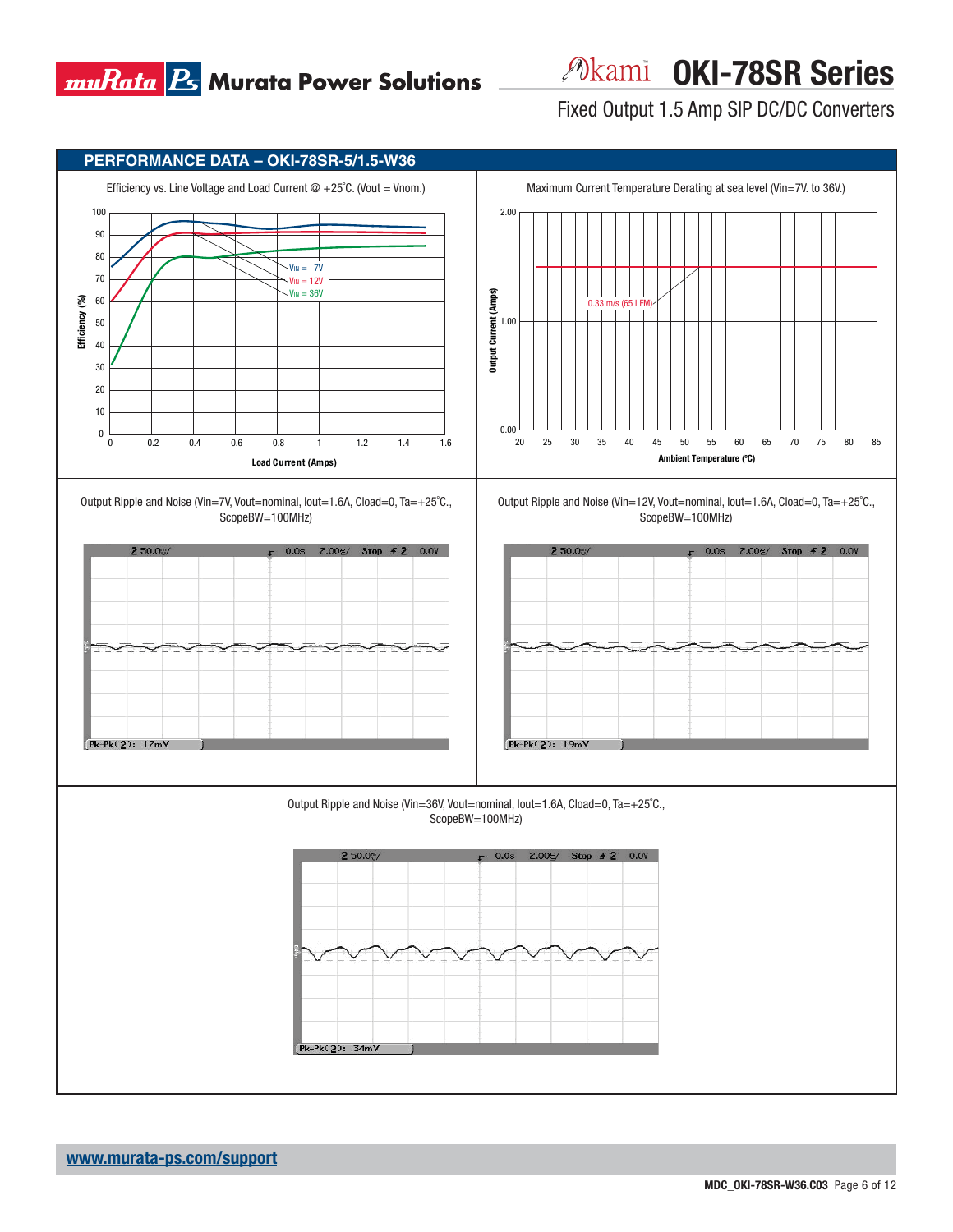## PERFORMANCE DATA – OKI-78SR-5/1.5-W36

Efficiency vs. Line Voltage and Load Current @ +25˚C. (Vout = Vnom.)

Maximum Current Temperature Derating at sea level (Vin=7V. to 36V.)

Output Ripple and Noise (Vin=7V, Vout=nominal, Iout=1.6A, Cload=0, Ta=+25˚C., ScopeBW=100MHz)

Output Ripple and Noise (Vin=12V, Vout=nominal, Iout=1.6A, Cload=0, Ta=+25˚C., ScopeBW=100MHz)

Output Ripple and Noise (Vin=36V, Vout=nominal, Iout=1.6A, Cload=0, Ta=+25˚C., ScopeBW=100MHz)

www.murata-ps.com/support

MDC_OKI-78SR-W36.C03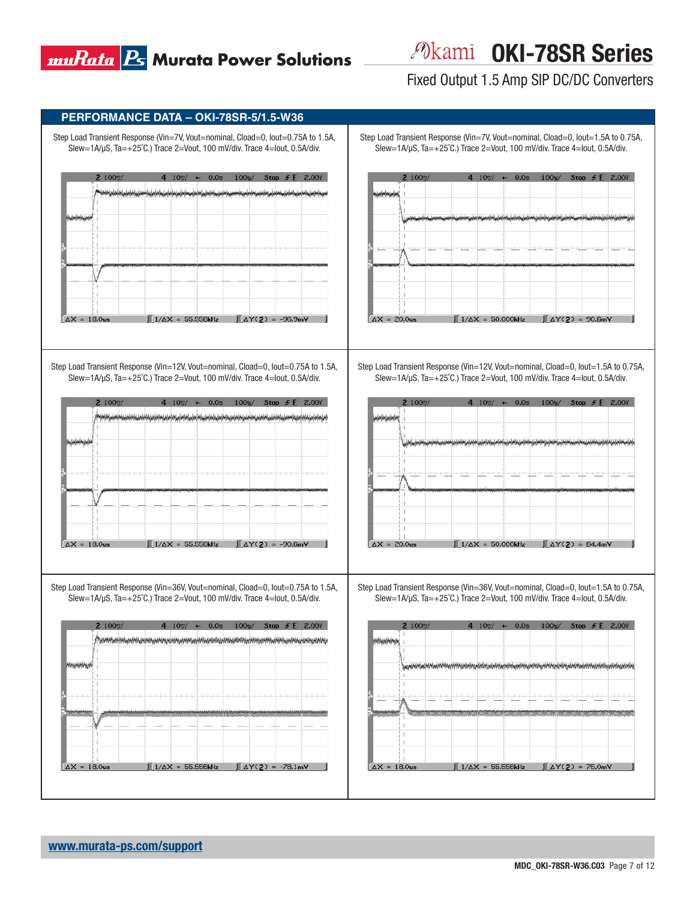## PERFORMANCE DATA – OKI-78SR-5/1.5-W36

Step Load Transient Response (Vin=7V, Vout=nominal, Cload=0, Iout=0.75A to 1.5A, Slew=1A/μS, Ta=+25˚C.) Trace 2=Vout, 100 mV/div. Trace 4=Iout, 0.5A/div.

Step Load Transient Response (Vin=7V, Vout=nominal, Cload=0, Iout=1.5A to 0.75A, Slew=1A/μS, Ta=+25˚C.) Trace 2=Vout, 100 mV/div. Trace 4=Iout, 0.5A/div.

Step Load Transient Response (Vin=12V, Vout=nominal, Cload=0, Iout=0.75A to 1.5A, Slew=1A/μS, Ta=+25˚C.) Trace 2=Vout, 100 mV/div. Trace 4=Iout, 0.5A/div.

Step Load Transient Response (Vin=12V, Vout=nominal, Cload=0, Iout=1.5A to 0.75A, Slew=1A/μS, Ta=+25˚C.) Trace 2=Vout, 100 mV/div. Trace 4=Iout, 0.5A/div.

Step Load Transient Response (Vin=36V, Vout=nominal, Cload=0, Iout=0.75A to 1.5A, Slew=1A/μS, Ta=+25˚C.) Trace 2=Vout, 100 mV/div. Trace 4=Iout, 0.5A/div.

Step Load Transient Response (Vin=36V, Vout=nominal, Cload=0, Iout=1.5A to 0.75A, Slew=1A/μS, Ta=+25˚C.) Trace 2=Vout, 100 mV/div. Trace 4=Iout, 0.5A/div.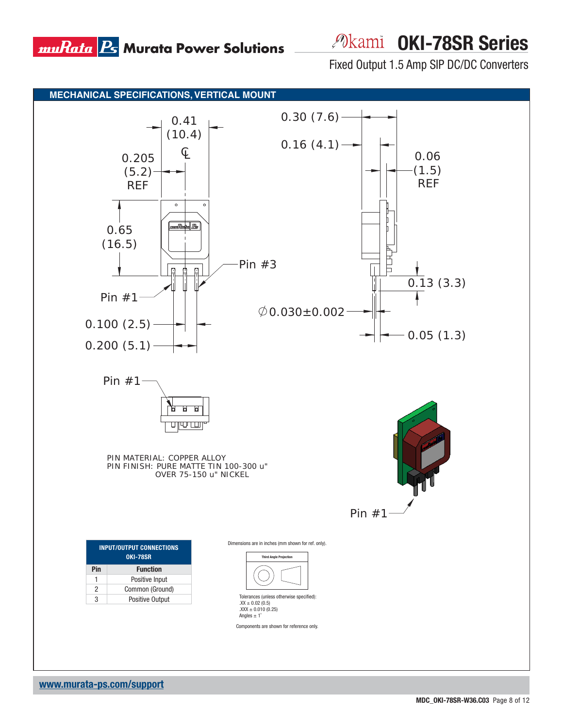## MECHANICAL SPECIFICATIONS, VERTICAL MOUNT

0.41 (10.4)

0.205 (5.2) REF

0.65 (16.5)

Pin #1

Pin #3

0.100 (2.5)

0.200 (5.1)

0.30 (7.6)

0.16 (4.1)

0.06 (1.5) REF

0.13 (3.3)

∅0.030±0.002

0.05 (1.3)

Pin #1

PIN MATERIAL: COPPER ALLOY
PIN FINISH: PURE MATTE TIN 100-300 u" OVER 75-150 u" NICKEL

Pin #1

| INPUT/OUTPUT CONNECTIONS OKI-78SR | |
|---|---|
| Pin | Function |
| 1 | Positive Input |
| 2 | Common (Ground) |
| 3 | Positive Output |

Dimensions are in inches (mm shown for ref. only).

Third Angle Projection

Tolerances (unless otherwise specified):
.XX ± 0.02 (0.5)
.XXX ± 0.010 (0.25)
Angles ± 1˚

Components are shown for reference only.

www.murata-ps.com/support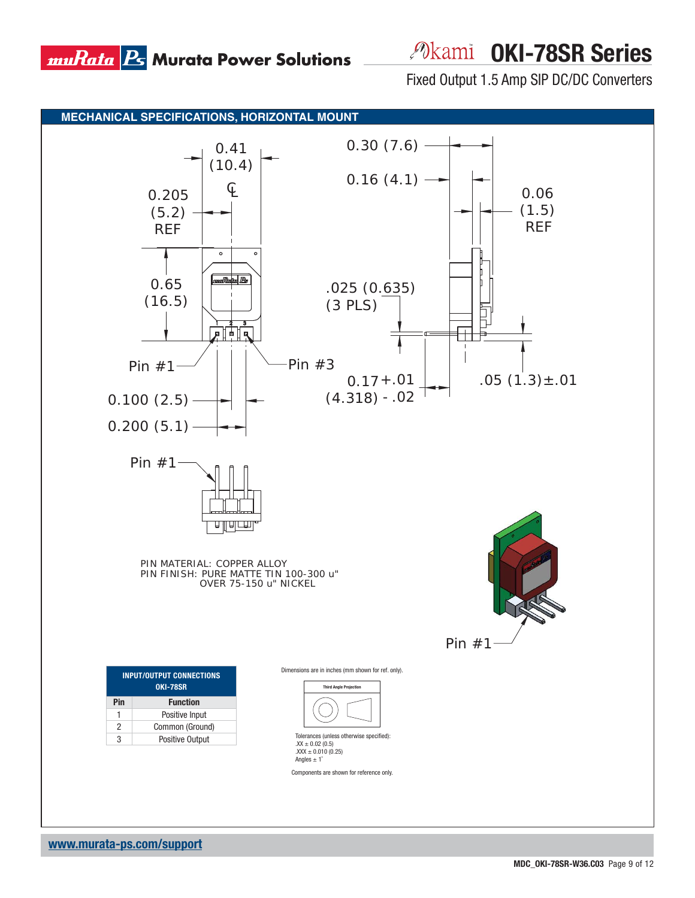## MECHANICAL SPECIFICATIONS, HORIZONTAL MOUNT

0.41 (10.4)

0.205 (5.2) REF

0.65 (16.5)

Pin #1

Pin #3

0.100 (2.5)

0.200 (5.1)

0.30 (7.6)

0.16 (4.1)

0.06 (1.5) REF

.025 (0.635) (3 PLS)

0.17 +.01 (4.318) -.02

.05 (1.3) ±.01

Pin #1

PIN MATERIAL: COPPER ALLOY
PIN FINISH: PURE MATTE TIN 100-300 u" OVER 75-150 u" NICKEL

Pin #1

| INPUT/OUTPUT CONNECTIONS OKI-78SR | |
|---|---|
| **Pin** | **Function** |
| 1 | Positive Input |
| 2 | Common (Ground) |
| 3 | Positive Output |

Dimensions are in inches (mm shown for ref. only).

Third Angle Projection

Tolerances (unless otherwise specified):
.XX ± 0.02 (0.5)
.XXX ± 0.010 (0.25)
Angles ± 1˚

Components are shown for reference only.

www.murata-ps.com/support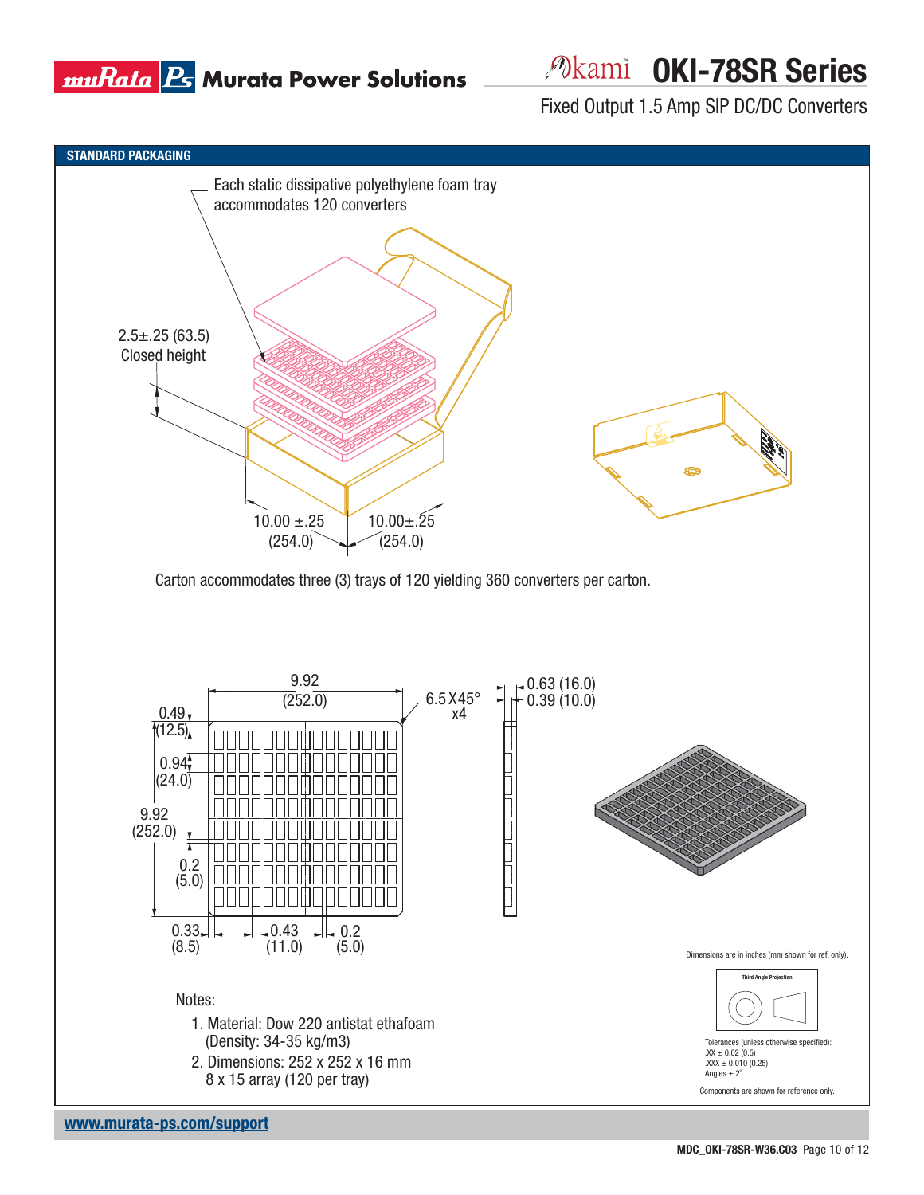## STANDARD PACKAGING

Each static dissipative polyethylene foam tray accommodates 120 converters

2.5±.25 (63.5)
Closed height

10.00 ±.25
(254.0)

10.00±.25
(254.0)

Carton accommodates three (3) trays of 120 yielding 360 converters per carton.

9.92
(252.0)

6.5 X45°
x4

0.63 (16.0)
0.39 (10.0)

0.49
(12.5)

0.94
(24.0)

9.92
(252.0)

0.2
(5.0)

0.33
(8.5)

0.43
(11.0)

0.2
(5.0)

Notes:

1. Material: Dow 220 antistat ethafoam
   (Density: 34-35 kg/m3)
2. Dimensions: 252 x 252 x 16 mm
   8 x 15 array (120 per tray)

Dimensions are in inches (mm shown for ref. only).

Third Angle Projection

Tolerances (unless otherwise specified):
.XX ± 0.02 (0.5)
.XXX ± 0.010 (0.25)
Angles ± 2˚

Components are shown for reference only.

www.murata-ps.com/support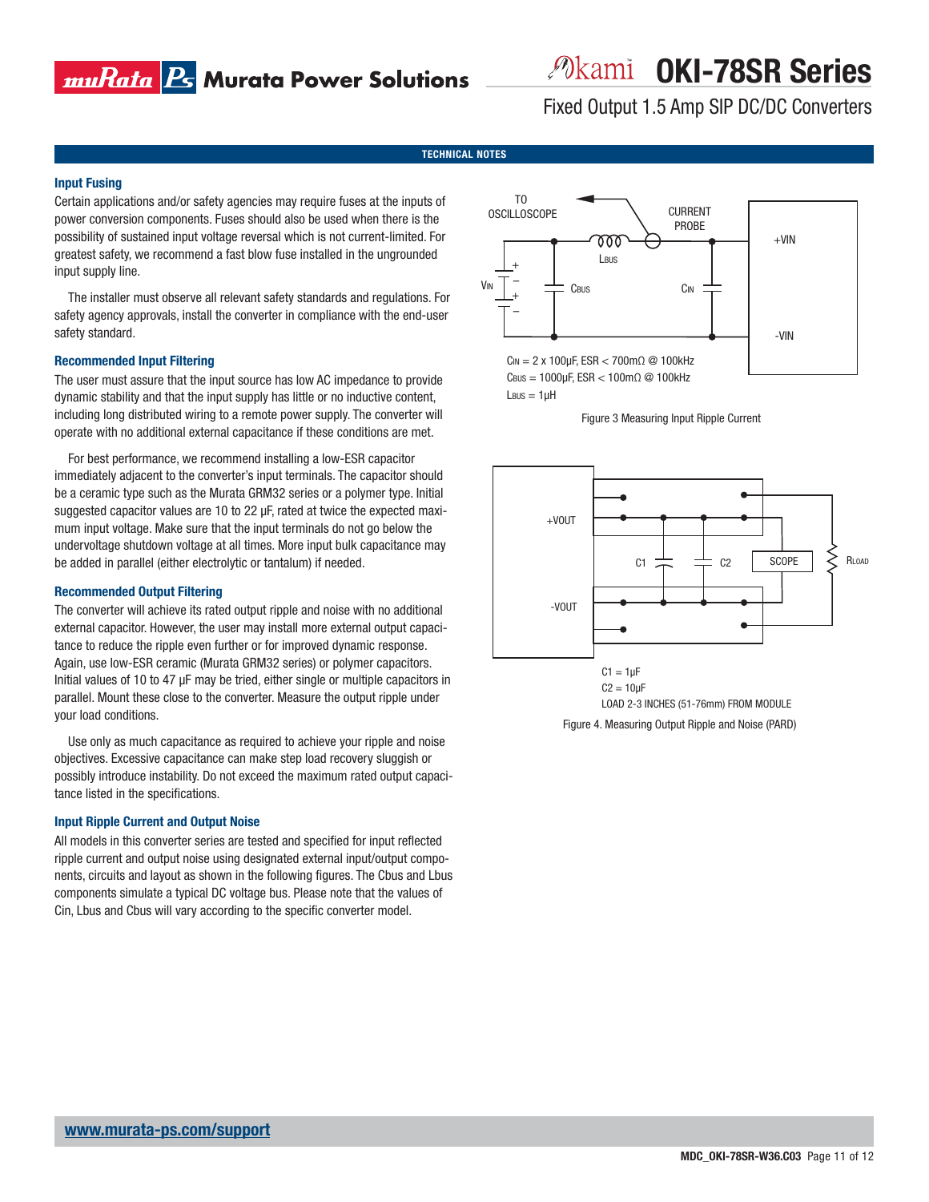## TECHNICAL NOTES

### Input Fusing

Certain applications and/or safety agencies may require fuses at the inputs of power conversion components. Fuses should also be used when there is the possibility of sustained input voltage reversal which is not current-limited. For greatest safety, we recommend a fast blow fuse installed in the ungrounded input supply line.

The installer must observe all relevant safety standards and regulations. For safety agency approvals, install the converter in compliance with the end-user safety standard.

### Recommended Input Filtering

The user must assure that the input source has low AC impedance to provide dynamic stability and that the input supply has little or no inductive content, including long distributed wiring to a remote power supply. The converter will operate with no additional external capacitance if these conditions are met.

For best performance, we recommend installing a low-ESR capacitor immediately adjacent to the converter's input terminals. The capacitor should be a ceramic type such as the Murata GRM32 series or a polymer type. Initial suggested capacitor values are 10 to 22 µF, rated at twice the expected maximum input voltage. Make sure that the input terminals do not go below the undervoltage shutdown voltage at all times. More input bulk capacitance may be added in parallel (either electrolytic or tantalum) if needed.

### Recommended Output Filtering

The converter will achieve its rated output ripple and noise with no additional external capacitor. However, the user may install more external output capacitance to reduce the ripple even further or for improved dynamic response. Again, use low-ESR ceramic (Murata GRM32 series) or polymer capacitors. Initial values of 10 to 47 µF may be tried, either single or multiple capacitors in parallel. Mount these close to the converter. Measure the output ripple under your load conditions.

Use only as much capacitance as required to achieve your ripple and noise objectives. Excessive capacitance can make step load recovery sluggish or possibly introduce instability. Do not exceed the maximum rated output capacitance listed in the specifications.

### Input Ripple Current and Output Noise

All models in this converter series are tested and specified for input reflected ripple current and output noise using designated external input/output components, circuits and layout as shown in the following figures. The Cbus and Lbus components simulate a typical DC voltage bus. Please note that the values of Cin, Lbus and Cbus will vary according to the specific converter model.

TO OSCILLOSCOPE, CURRENT PROBE, $L_{BUS}$, $V_{IN}$, $C_{BUS}$, $C_{IN}$, +VIN, -VIN

$C_{IN}$ = 2 x 100µF, ESR < 700mΩ @ 100kHz
$C_{BUS}$ = 1000µF, ESR < 100mΩ @ 100kHz
$L_{BUS}$ = 1µH

Figure 3 Measuring Input Ripple Current

+VOUT, -VOUT, C1, C2, SCOPE, $R_{LOAD}$

C1 = 1µF
C2 = 10µF
LOAD 2-3 INCHES (51-76mm) FROM MODULE

Figure 4. Measuring Output Ripple and Noise (PARD)

www.murata-ps.com/support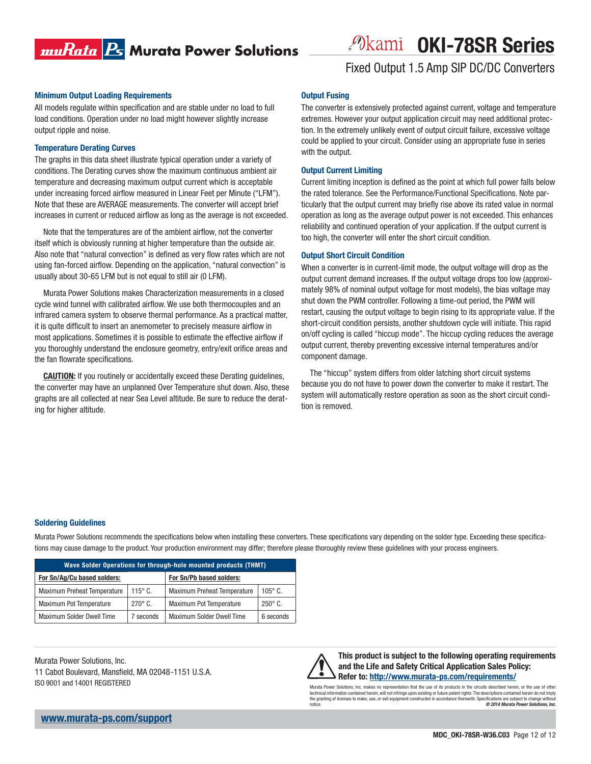### Minimum Output Loading Requirements

All models regulate within specification and are stable under no load to full load conditions. Operation under no load might however slightly increase output ripple and noise.

### Temperature Derating Curves

The graphs in this data sheet illustrate typical operation under a variety of conditions. The Derating curves show the maximum continuous ambient air temperature and decreasing maximum output current which is acceptable under increasing forced airflow measured in Linear Feet per Minute ("LFM"). Note that these are AVERAGE measurements. The converter will accept brief increases in current or reduced airflow as long as the average is not exceeded.

Note that the temperatures are of the ambient airflow, not the converter itself which is obviously running at higher temperature than the outside air. Also note that "natural convection" is defined as very flow rates which are not using fan-forced airflow. Depending on the application, "natural convection" is usually about 30-65 LFM but is not equal to still air (0 LFM).

Murata Power Solutions makes Characterization measurements in a closed cycle wind tunnel with calibrated airflow. We use both thermocouples and an infrared camera system to observe thermal performance. As a practical matter, it is quite difficult to insert an anemometer to precisely measure airflow in most applications. Sometimes it is possible to estimate the effective airflow if you thoroughly understand the enclosure geometry, entry/exit orifice areas and the fan flowrate specifications.

**CAUTION:** If you routinely or accidentally exceed these Derating guidelines, the converter may have an unplanned Over Temperature shut down. Also, these graphs are all collected at near Sea Level altitude. Be sure to reduce the derating for higher altitude.

### Output Fusing

The converter is extensively protected against current, voltage and temperature extremes. However your output application circuit may need additional protection. In the extremely unlikely event of output circuit failure, excessive voltage could be applied to your circuit. Consider using an appropriate fuse in series with the output.

### Output Current Limiting

Current limiting inception is defined as the point at which full power falls below the rated tolerance. See the Performance/Functional Specifications. Note particularly that the output current may briefly rise above its rated value in normal operation as long as the average output power is not exceeded. This enhances reliability and continued operation of your application. If the output current is too high, the converter will enter the short circuit condition.

### Output Short Circuit Condition

When a converter is in current-limit mode, the output voltage will drop as the output current demand increases. If the output voltage drops too low (approximately 98% of nominal output voltage for most models), the bias voltage may shut down the PWM controller. Following a time-out period, the PWM will restart, causing the output voltage to begin rising to its appropriate value. If the short-circuit condition persists, another shutdown cycle will initiate. This rapid on/off cycling is called "hiccup mode". The hiccup cycling reduces the average output current, thereby preventing excessive internal temperatures and/or component damage.

The "hiccup" system differs from older latching short circuit systems because you do not have to power down the converter to make it restart. The system will automatically restore operation as soon as the short circuit condition is removed.

### Soldering Guidelines

Murata Power Solutions recommends the specifications below when installing these converters. These specifications vary depending on the solder type. Exceeding these specifications may cause damage to the product. Your production environment may differ; therefore please thoroughly review these guidelines with your process engineers.

| Wave Solder Operations for through-hole mounted products (THMT) | | | |
|---|---|---|---|
| **For Sn/Ag/Cu based solders:** | | **For Sn/Pb based solders:** | |
| Maximum Preheat Temperature | 115° C. | Maximum Preheat Temperature | 105° C. |
| Maximum Pot Temperature | 270° C. | Maximum Pot Temperature | 250° C. |
| Maximum Solder Dwell Time | 7 seconds | Maximum Solder Dwell Time | 6 seconds |

Murata Power Solutions, Inc.
11 Cabot Boulevard, Mansfield, MA 02048-1151 U.S.A.
ISO 9001 and 14001 REGISTERED

**This product is subject to the following operating requirements and the Life and Safety Critical Application Sales Policy: Refer to: http://www.murata-ps.com/requirements/**

Murata Power Solutions, Inc. makes no representation that the use of its products in the circuits described herein, or the use of other technical information contained herein, will not infringe upon existing or future patent rights. The descriptions contained herein do not imply the granting of licenses to make, use, or sell equipment constructed in accordance therewith. Specifications are subject to change without notice. *© 2014 Murata Power Solutions, Inc.*

www.murata-ps.com/support